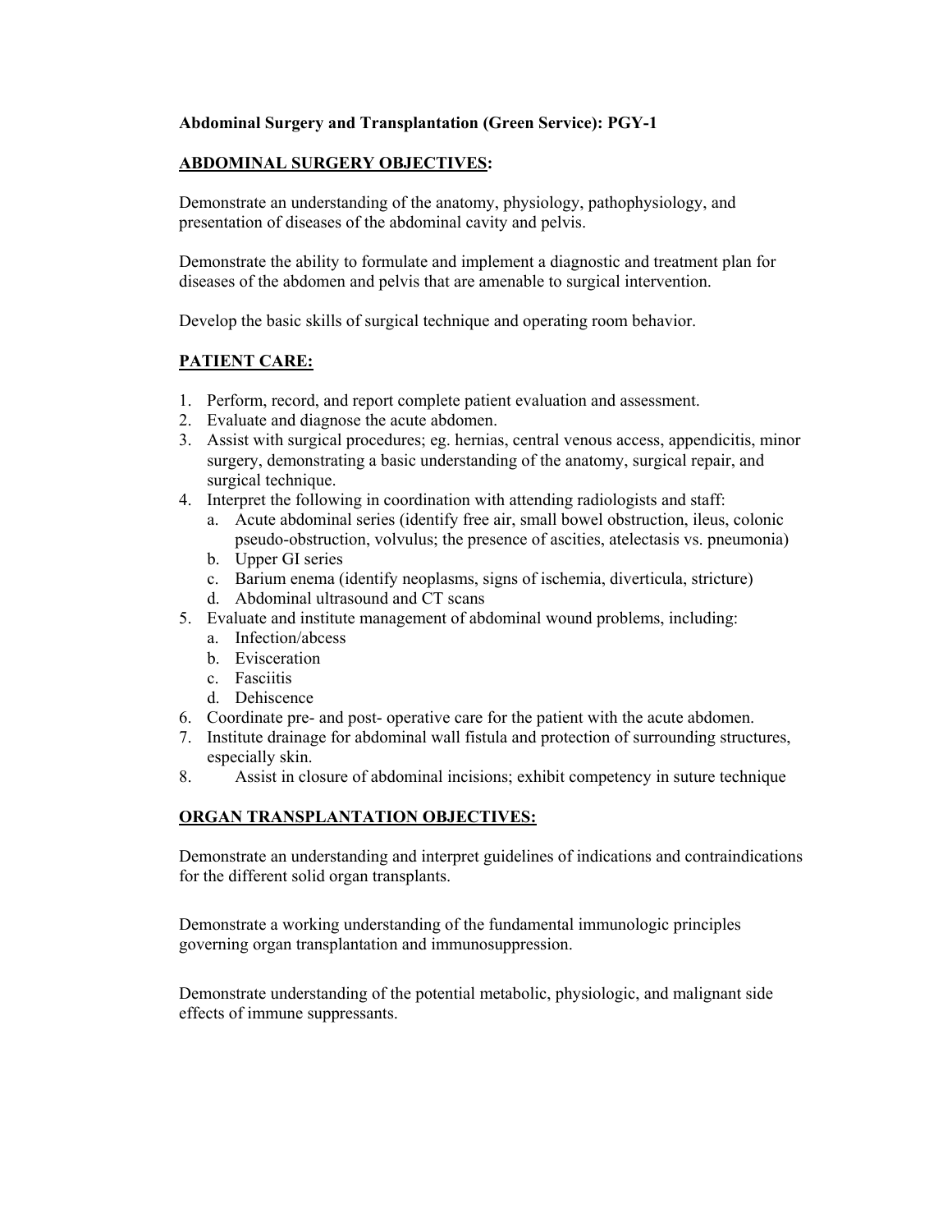**Abdominal Surgery and Transplantation (Green Service): PGY-1**

**ABDOMINAL SURGERY OBJECTIVES:**

Demonstrate an understanding of the anatomy, physiology, pathophysiology, and presentation of diseases of the abdominal cavity and pelvis.

Demonstrate the ability to formulate and implement a diagnostic and treatment plan for diseases of the abdomen and pelvis that are amenable to surgical intervention.

Develop the basic skills of surgical technique and operating room behavior.

**PATIENT CARE:**

1. Perform, record, and report complete patient evaluation and assessment.
2. Evaluate and diagnose the acute abdomen.
3. Assist with surgical procedures; eg. hernias, central venous access, appendicitis, minor surgery, demonstrating a basic understanding of the anatomy, surgical repair, and surgical technique.
4. Interpret the following in coordination with attending radiologists and staff:
   a. Acute abdominal series (identify free air, small bowel obstruction, ileus, colonic pseudo-obstruction, volvulus; the presence of ascities, atelectasis vs. pneumonia)
   b. Upper GI series
   c. Barium enema (identify neoplasms, signs of ischemia, diverticula, stricture)
   d. Abdominal ultrasound and CT scans
5. Evaluate and institute management of abdominal wound problems, including:
   a. Infection/abcess
   b. Evisceration
   c. Fasciitis
   d. Dehiscence
6. Coordinate pre- and post- operative care for the patient with the acute abdomen.
7. Institute drainage for abdominal wall fistula and protection of surrounding structures, especially skin.
8. Assist in closure of abdominal incisions; exhibit competency in suture technique

**ORGAN TRANSPLANTATION OBJECTIVES:**

Demonstrate an understanding and interpret guidelines of indications and contraindications for the different solid organ transplants.

Demonstrate a working understanding of the fundamental immunologic principles governing organ transplantation and immunosuppression.

Demonstrate understanding of the potential metabolic, physiologic, and malignant side effects of immune suppressants.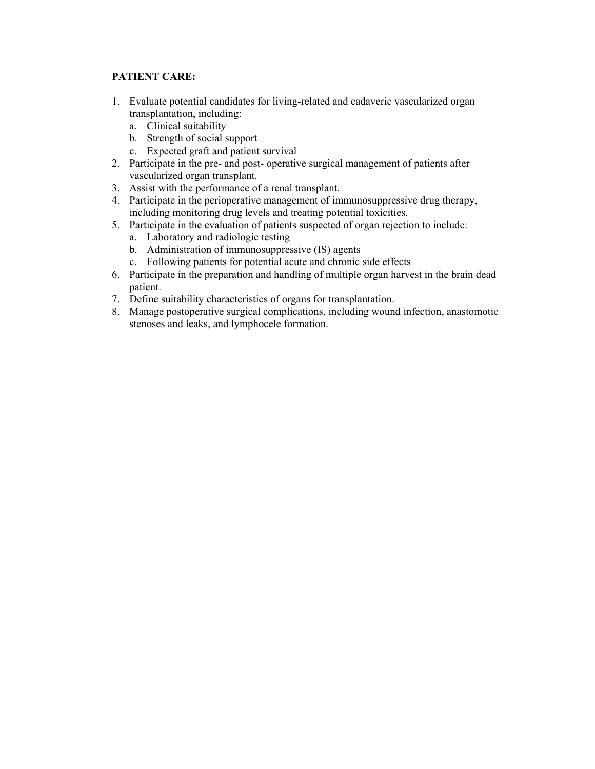**PATIENT CARE:**

1. Evaluate potential candidates for living-related and cadaveric vascularized organ transplantation, including:
   a. Clinical suitability
   b. Strength of social support
   c. Expected graft and patient survival
2. Participate in the pre- and post- operative surgical management of patients after vascularized organ transplant.
3. Assist with the performance of a renal transplant.
4. Participate in the perioperative management of immunosuppressive drug therapy, including monitoring drug levels and treating potential toxicities.
5. Participate in the evaluation of patients suspected of organ rejection to include:
   a. Laboratory and radiologic testing
   b. Administration of immunosuppressive (IS) agents
   c. Following patients for potential acute and chronic side effects
6. Participate in the preparation and handling of multiple organ harvest in the brain dead patient.
7. Define suitability characteristics of organs for transplantation.
8. Manage postoperative surgical complications, including wound infection, anastomotic stenoses and leaks, and lymphocele formation.